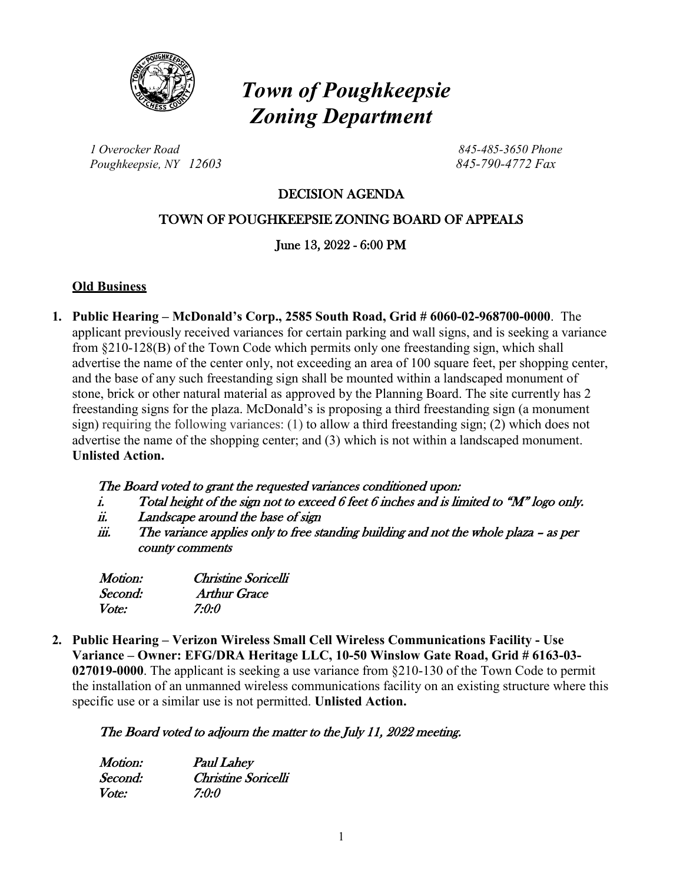# *Town of Poughkeepsie Zoning Department*

*1 Overocker Road*
*Poughkeepsie, NY 12603*

*845-485-3650 Phone*
*845-790-4772 Fax*

## DECISION AGENDA

## TOWN OF POUGHKEEPSIE ZONING BOARD OF APPEALS

### June 13, 2022 - 6:00 PM

**Old Business**

1. **Public Hearing – McDonald's Corp., 2585 South Road, Grid # 6060-02-968700-0000**. The applicant previously received variances for certain parking and wall signs, and is seeking a variance from §210-128(B) of the Town Code which permits only one freestanding sign, which shall advertise the name of the center only, not exceeding an area of 100 square feet, per shopping center, and the base of any such freestanding sign shall be mounted within a landscaped monument of stone, brick or other natural material as approved by the Planning Board. The site currently has 2 freestanding signs for the plaza. McDonald's is proposing a third freestanding sign (a monument sign) requiring the following variances: (1) to allow a third freestanding sign; (2) which does not advertise the name of the shopping center; and (3) which is not within a landscaped monument. **Unlisted Action.**

   *The Board voted to grant the requested variances conditioned upon:*
   
   *i. Total height of the sign not to exceed 6 feet 6 inches and is limited to "M" logo only.*
   *ii. Landscape around the base of sign*
   *iii. The variance applies only to free standing building and not the whole plaza – as per county comments*

   *Motion:* *Christine Soricelli*
   *Second:* *Arthur Grace*
   *Vote:* *7:0:0*

2. **Public Hearing – Verizon Wireless Small Cell Wireless Communications Facility - Use Variance – Owner: EFG/DRA Heritage LLC, 10-50 Winslow Gate Road, Grid # 6163-03-027019-0000**. The applicant is seeking a use variance from §210-130 of the Town Code to permit the installation of an unmanned wireless communications facility on an existing structure where this specific use or a similar use is not permitted. **Unlisted Action.**

   *The Board voted to adjourn the matter to the July 11, 2022 meeting.*

   *Motion:* *Paul Lahey*
   *Second:* *Christine Soricelli*
   *Vote:* *7:0:0*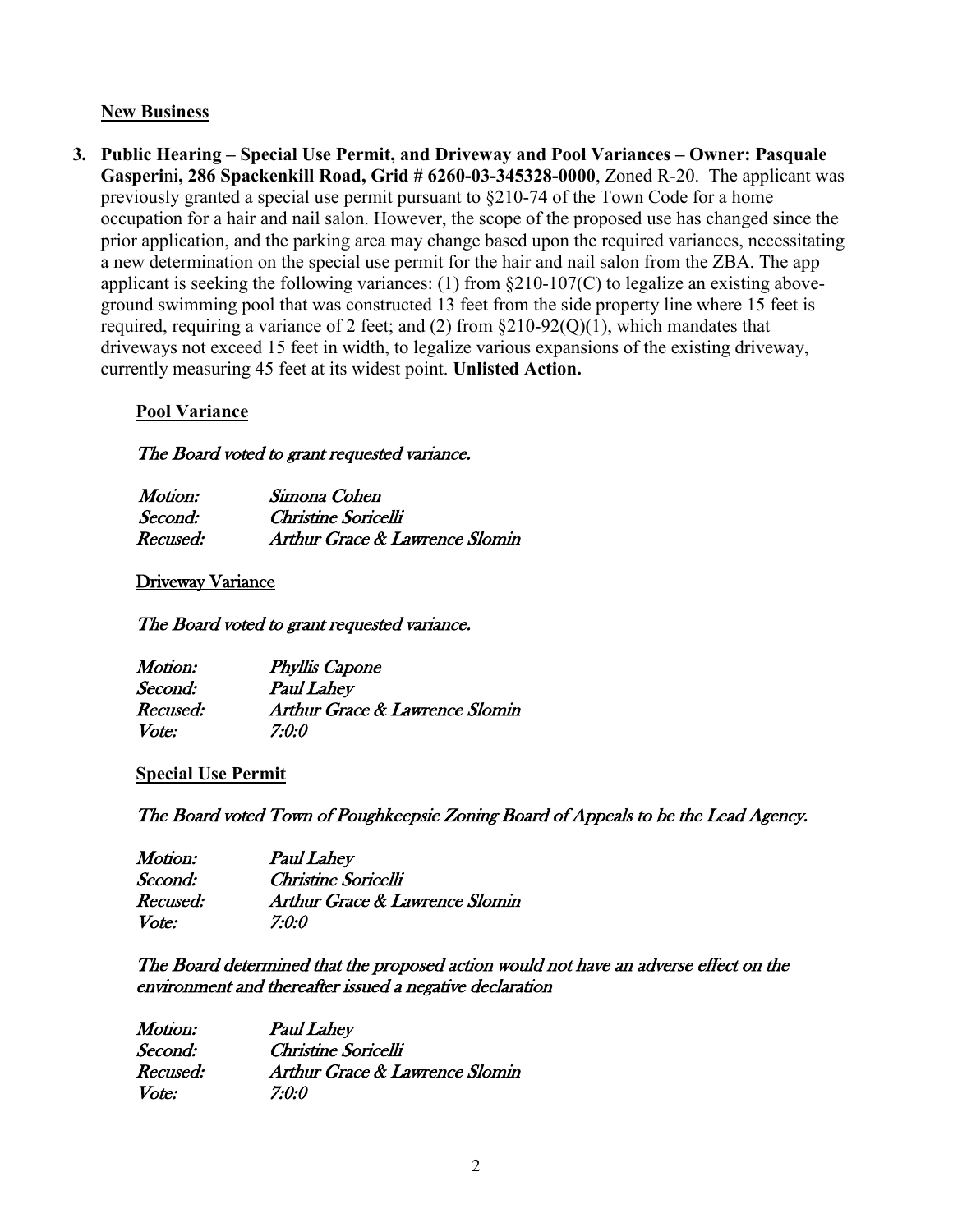**New Business**

3. **Public Hearing – Special Use Permit, and Driveway and Pool Variances – Owner: Pasquale Gasperini, 286 Spackenkill Road, Grid # 6260-03-345328-0000**, Zoned R-20. The applicant was previously granted a special use permit pursuant to §210-74 of the Town Code for a home occupation for a hair and nail salon. However, the scope of the proposed use has changed since the prior application, and the parking area may change based upon the required variances, necessitating a new determination on the special use permit for the hair and nail salon from the ZBA. The app applicant is seeking the following variances: (1) from §210-107(C) to legalize an existing above-ground swimming pool that was constructed 13 feet from the side property line where 15 feet is required, requiring a variance of 2 feet; and (2) from §210-92(Q)(1), which mandates that driveways not exceed 15 feet in width, to legalize various expansions of the existing driveway, currently measuring 45 feet at its widest point. **Unlisted Action.**

**Pool Variance**

*The Board voted to grant requested variance.*

*Motion:* *Simona Cohen*
*Second:* *Christine Soricelli*
*Recused:* *Arthur Grace & Lawrence Slomin*

**Driveway Variance**

*The Board voted to grant requested variance.*

*Motion:* *Phyllis Capone*
*Second:* *Paul Lahey*
*Recused:* *Arthur Grace & Lawrence Slomin*
*Vote:* *7:0:0*

**Special Use Permit**

*The Board voted Town of Poughkeepsie Zoning Board of Appeals to be the Lead Agency.*

*Motion:* *Paul Lahey*
*Second:* *Christine Soricelli*
*Recused:* *Arthur Grace & Lawrence Slomin*
*Vote:* *7:0:0*

*The Board determined that the proposed action would not have an adverse effect on the environment and thereafter issued a negative declaration*

*Motion:* *Paul Lahey*
*Second:* *Christine Soricelli*
*Recused:* *Arthur Grace & Lawrence Slomin*
*Vote:* *7:0:0*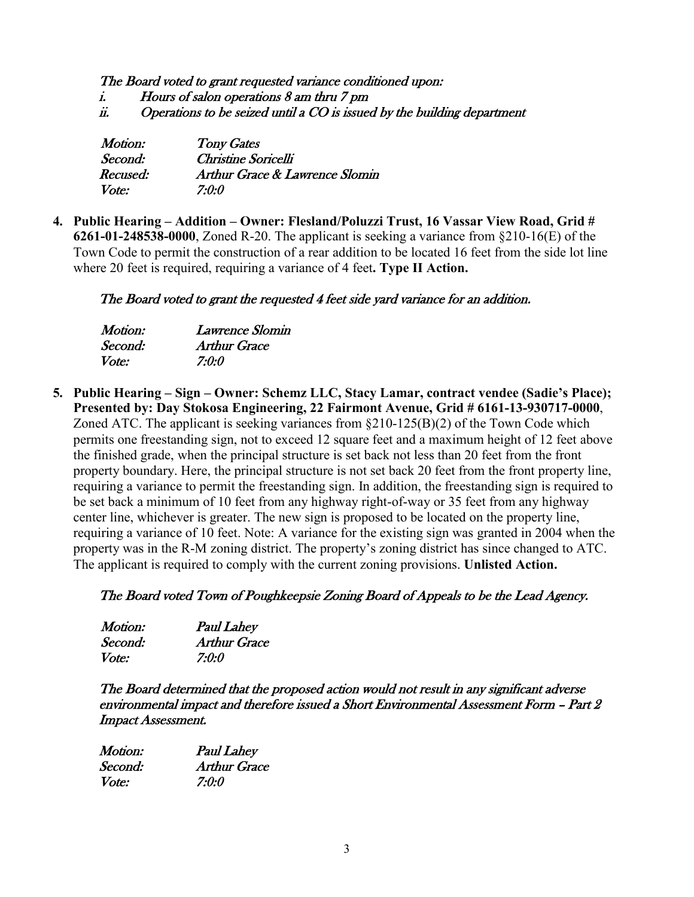*The Board voted to grant requested variance conditioned upon:*

*i. Hours of salon operations 8 am thru 7 pm*

*ii. Operations to be seized until a CO is issued by the building department*

| | |
|---|---|
| *Motion:* | *Tony Gates* |
| *Second:* | *Christine Soricelli* |
| *Recused:* | *Arthur Grace & Lawrence Slomin* |
| *Vote:* | *7:0:0* |

4. **Public Hearing – Addition – Owner: Flesland/Poluzzi Trust, 16 Vassar View Road, Grid # 6261-01-248538-0000**, Zoned R-20. The applicant is seeking a variance from §210-16(E) of the Town Code to permit the construction of a rear addition to be located 16 feet from the side lot line where 20 feet is required, requiring a variance of 4 feet**. Type II Action.**

   *The Board voted to grant the requested 4 feet side yard variance for an addition.*

   | | |
   |---|---|
   | *Motion:* | *Lawrence Slomin* |
   | *Second:* | *Arthur Grace* |
   | *Vote:* | *7:0:0* |

5. **Public Hearing – Sign – Owner: Schemz LLC, Stacy Lamar, contract vendee (Sadie's Place); Presented by: Day Stokosa Engineering, 22 Fairmont Avenue, Grid # 6161-13-930717-0000**, Zoned ATC. The applicant is seeking variances from §210-125(B)(2) of the Town Code which permits one freestanding sign, not to exceed 12 square feet and a maximum height of 12 feet above the finished grade, when the principal structure is set back not less than 20 feet from the front property boundary. Here, the principal structure is not set back 20 feet from the front property line, requiring a variance to permit the freestanding sign. In addition, the freestanding sign is required to be set back a minimum of 10 feet from any highway right-of-way or 35 feet from any highway center line, whichever is greater. The new sign is proposed to be located on the property line, requiring a variance of 10 feet. Note: A variance for the existing sign was granted in 2004 when the property was in the R-M zoning district. The property's zoning district has since changed to ATC. The applicant is required to comply with the current zoning provisions. **Unlisted Action.**

   *The Board voted Town of Poughkeepsie Zoning Board of Appeals to be the Lead Agency.*

   | | |
   |---|---|
   | *Motion:* | *Paul Lahey* |
   | *Second:* | *Arthur Grace* |
   | *Vote:* | *7:0:0* |

   *The Board determined that the proposed action would not result in any significant adverse environmental impact and therefore issued a Short Environmental Assessment Form – Part 2 Impact Assessment.*

   | | |
   |---|---|
   | *Motion:* | *Paul Lahey* |
   | *Second:* | *Arthur Grace* |
   | *Vote:* | *7:0:0* |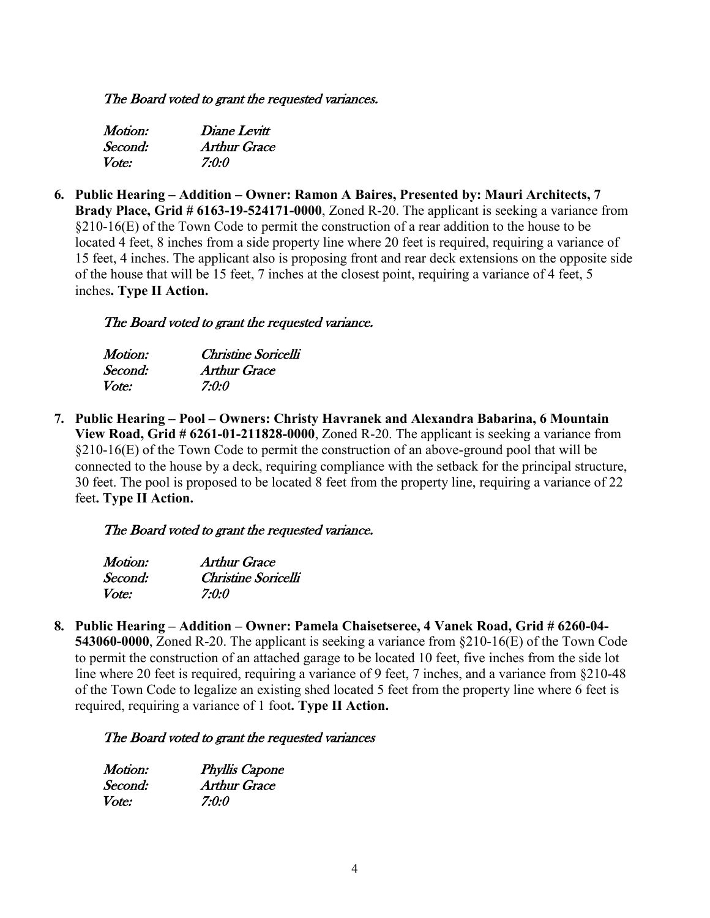*The Board voted to grant the requested variances.*

*Motion:* *Diane Levitt*
*Second:* *Arthur Grace*
*Vote:* *7:0:0*

6. **Public Hearing – Addition – Owner: Ramon A Baires, Presented by: Mauri Architects, 7 Brady Place, Grid # 6163-19-524171-0000**, Zoned R-20. The applicant is seeking a variance from §210-16(E) of the Town Code to permit the construction of a rear addition to the house to be located 4 feet, 8 inches from a side property line where 20 feet is required, requiring a variance of 15 feet, 4 inches. The applicant also is proposing front and rear deck extensions on the opposite side of the house that will be 15 feet, 7 inches at the closest point, requiring a variance of 4 feet, 5 inches**. Type II Action.**

   *The Board voted to grant the requested variance.*

   *Motion:* *Christine Soricelli*
   *Second:* *Arthur Grace*
   *Vote:* *7:0:0*

7. **Public Hearing – Pool – Owners: Christy Havranek and Alexandra Babarina, 6 Mountain View Road, Grid # 6261-01-211828-0000**, Zoned R-20. The applicant is seeking a variance from §210-16(E) of the Town Code to permit the construction of an above-ground pool that will be connected to the house by a deck, requiring compliance with the setback for the principal structure, 30 feet. The pool is proposed to be located 8 feet from the property line, requiring a variance of 22 feet**. Type II Action.**

   *The Board voted to grant the requested variance.*

   *Motion:* *Arthur Grace*
   *Second:* *Christine Soricelli*
   *Vote:* *7:0:0*

8. **Public Hearing – Addition – Owner: Pamela Chaisetseree, 4 Vanek Road, Grid # 6260-04-543060-0000**, Zoned R-20. The applicant is seeking a variance from §210-16(E) of the Town Code to permit the construction of an attached garage to be located 10 feet, five inches from the side lot line where 20 feet is required, requiring a variance of 9 feet, 7 inches, and a variance from §210-48 of the Town Code to legalize an existing shed located 5 feet from the property line where 6 feet is required, requiring a variance of 1 foot**. Type II Action.**

   *The Board voted to grant the requested variances*

   *Motion:* *Phyllis Capone*
   *Second:* *Arthur Grace*
   *Vote:* *7:0:0*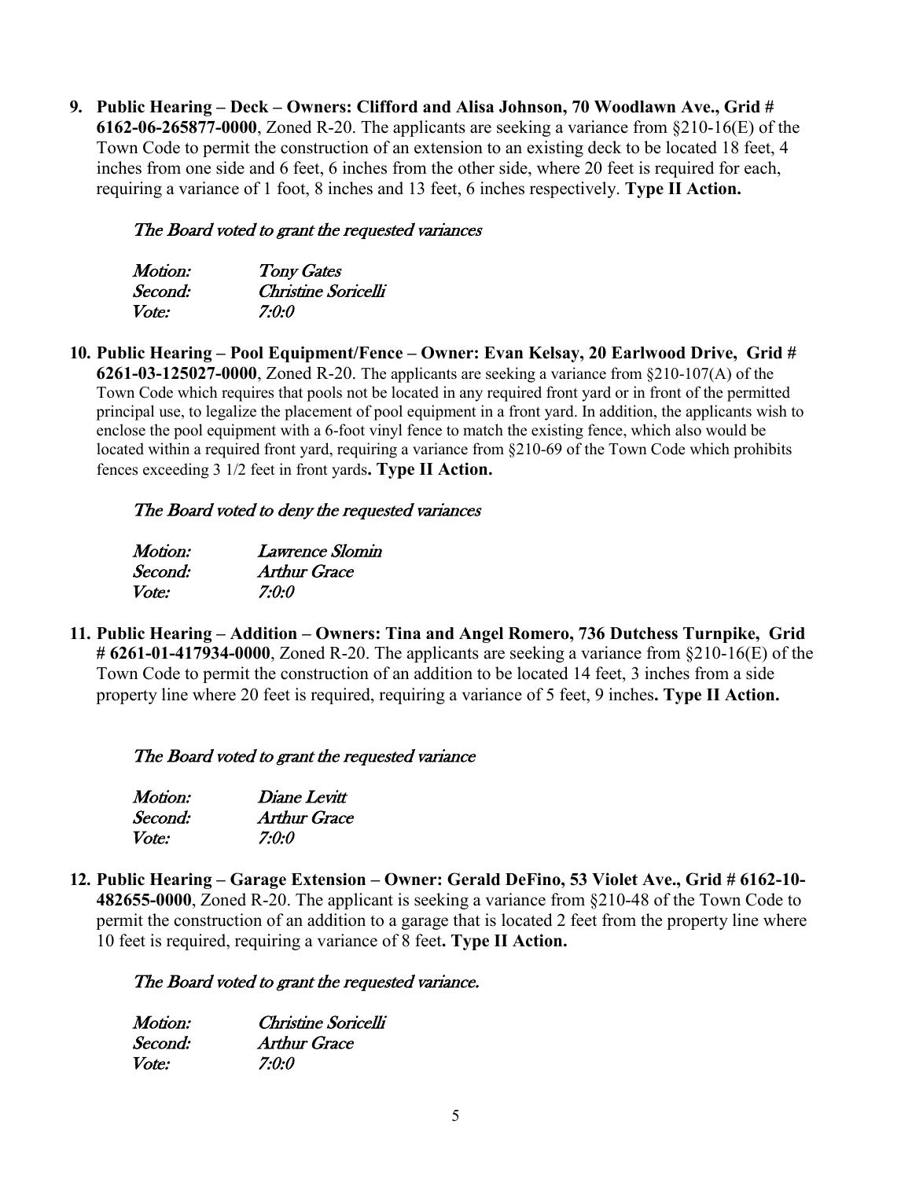9. **Public Hearing – Deck – Owners: Clifford and Alisa Johnson, 70 Woodlawn Ave., Grid # 6162-06-265877-0000**, Zoned R-20. The applicants are seeking a variance from §210-16(E) of the Town Code to permit the construction of an extension to an existing deck to be located 18 feet, 4 inches from one side and 6 feet, 6 inches from the other side, where 20 feet is required for each, requiring a variance of 1 foot, 8 inches and 13 feet, 6 inches respectively. **Type II Action.**

   *The Board voted to grant the requested variances*

   *Motion: Tony Gates*
   *Second: Christine Soricelli*
   *Vote: 7:0:0*

10. **Public Hearing – Pool Equipment/Fence – Owner: Evan Kelsay, 20 Earlwood Drive, Grid # 6261-03-125027-0000**, Zoned R-20. The applicants are seeking a variance from §210-107(A) of the Town Code which requires that pools not be located in any required front yard or in front of the permitted principal use, to legalize the placement of pool equipment in a front yard. In addition, the applicants wish to enclose the pool equipment with a 6-foot vinyl fence to match the existing fence, which also would be located within a required front yard, requiring a variance from §210-69 of the Town Code which prohibits fences exceeding 3 1/2 feet in front yards**. Type II Action.**

    *The Board voted to deny the requested variances*

    *Motion: Lawrence Slomin*
    *Second: Arthur Grace*
    *Vote: 7:0:0*

11. **Public Hearing – Addition – Owners: Tina and Angel Romero, 736 Dutchess Turnpike, Grid # 6261-01-417934-0000**, Zoned R-20. The applicants are seeking a variance from §210-16(E) of the Town Code to permit the construction of an addition to be located 14 feet, 3 inches from a side property line where 20 feet is required, requiring a variance of 5 feet, 9 inches**. Type II Action.**

    *The Board voted to grant the requested variance*

    *Motion: Diane Levitt*
    *Second: Arthur Grace*
    *Vote: 7:0:0*

12. **Public Hearing – Garage Extension – Owner: Gerald DeFino, 53 Violet Ave., Grid # 6162-10-482655-0000**, Zoned R-20. The applicant is seeking a variance from §210-48 of the Town Code to permit the construction of an addition to a garage that is located 2 feet from the property line where 10 feet is required, requiring a variance of 8 feet**. Type II Action.**

    *The Board voted to grant the requested variance.*

    *Motion: Christine Soricelli*
    *Second: Arthur Grace*
    *Vote: 7:0:0*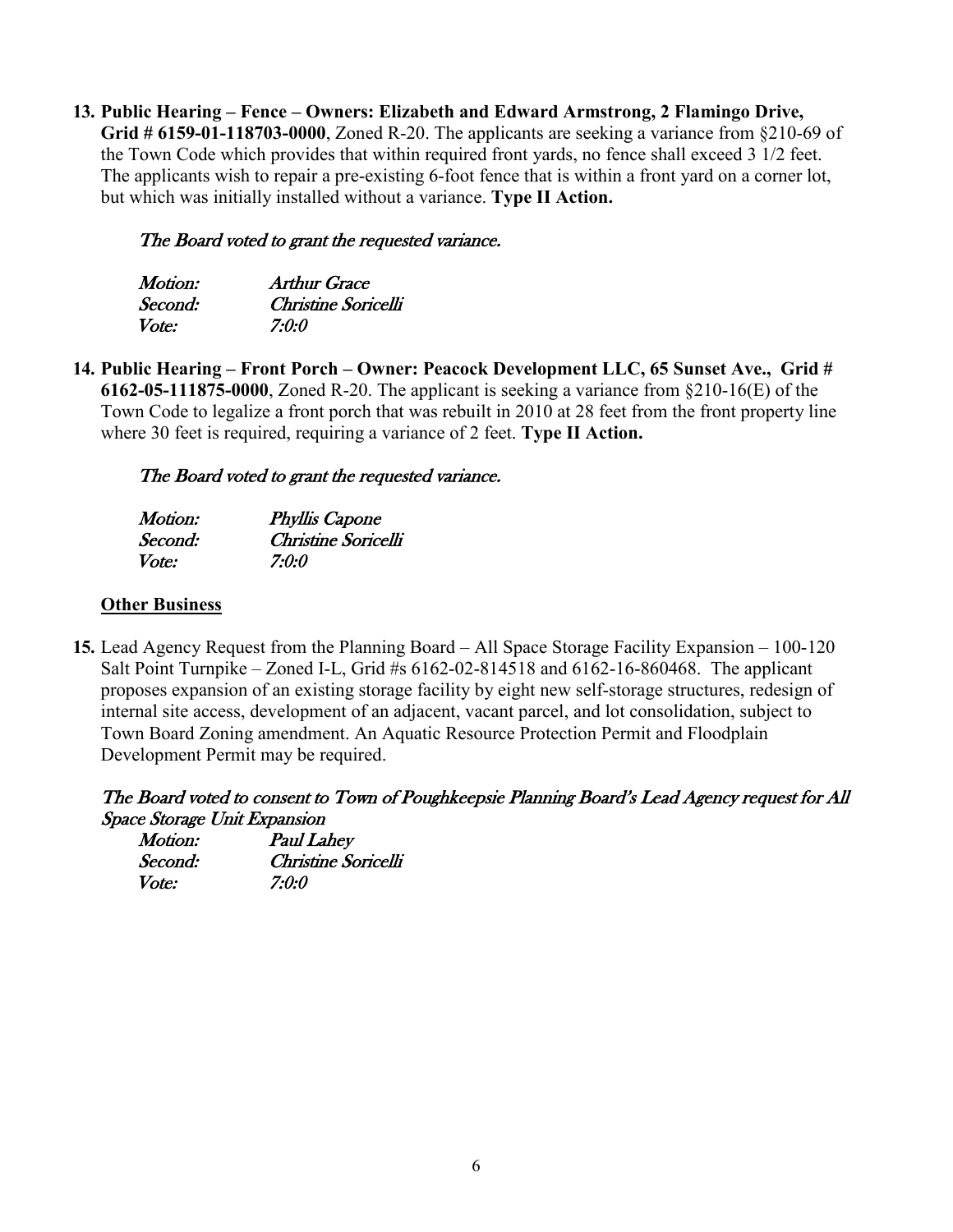**13. Public Hearing – Fence – Owners: Elizabeth and Edward Armstrong, 2 Flamingo Drive, Grid # 6159-01-118703-0000**, Zoned R-20. The applicants are seeking a variance from §210-69 of the Town Code which provides that within required front yards, no fence shall exceed 3 1/2 feet. The applicants wish to repair a pre-existing 6-foot fence that is within a front yard on a corner lot, but which was initially installed without a variance. **Type II Action.**

*The Board voted to grant the requested variance.*

*Motion:* *Arthur Grace*
*Second:* *Christine Soricelli*
*Vote:* *7:0:0*

**14. Public Hearing – Front Porch – Owner: Peacock Development LLC, 65 Sunset Ave., Grid # 6162-05-111875-0000**, Zoned R-20. The applicant is seeking a variance from §210-16(E) of the Town Code to legalize a front porch that was rebuilt in 2010 at 28 feet from the front property line where 30 feet is required, requiring a variance of 2 feet. **Type II Action.**

*The Board voted to grant the requested variance.*

*Motion:* *Phyllis Capone*
*Second:* *Christine Soricelli*
*Vote:* *7:0:0*

**Other Business**

**15.** Lead Agency Request from the Planning Board – All Space Storage Facility Expansion – 100-120 Salt Point Turnpike – Zoned I-L, Grid #s 6162-02-814518 and 6162-16-860468. The applicant proposes expansion of an existing storage facility by eight new self-storage structures, redesign of internal site access, development of an adjacent, vacant parcel, and lot consolidation, subject to Town Board Zoning amendment. An Aquatic Resource Protection Permit and Floodplain Development Permit may be required.

*The Board voted to consent to Town of Poughkeepsie Planning Board's Lead Agency request for All Space Storage Unit Expansion*

*Motion:* *Paul Lahey*
*Second:* *Christine Soricelli*
*Vote:* *7:0:0*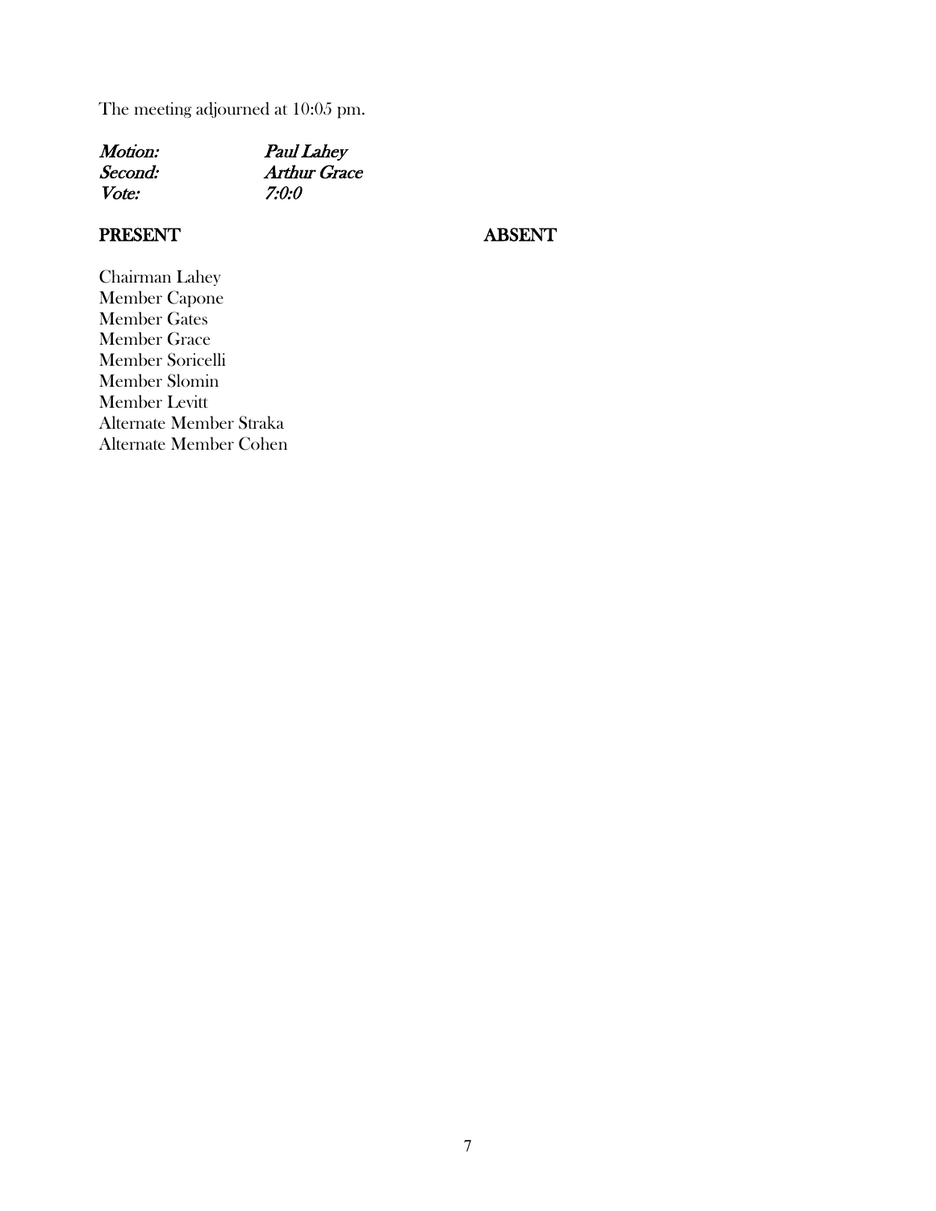The meeting adjourned at 10:05 pm.

| | |
|---|---|
| *Motion:* | *Paul Lahey* |
| *Second:* | *Arthur Grace* |
| *Vote:* | *7:0:0* |

| **PRESENT** | **ABSENT** |
|---|---|
| Chairman Lahey | |
| Member Capone | |
| Member Gates | |
| Member Grace | |
| Member Soricelli | |
| Member Slomin | |
| Member Levitt | |
| Alternate Member Straka | |
| Alternate Member Cohen | |